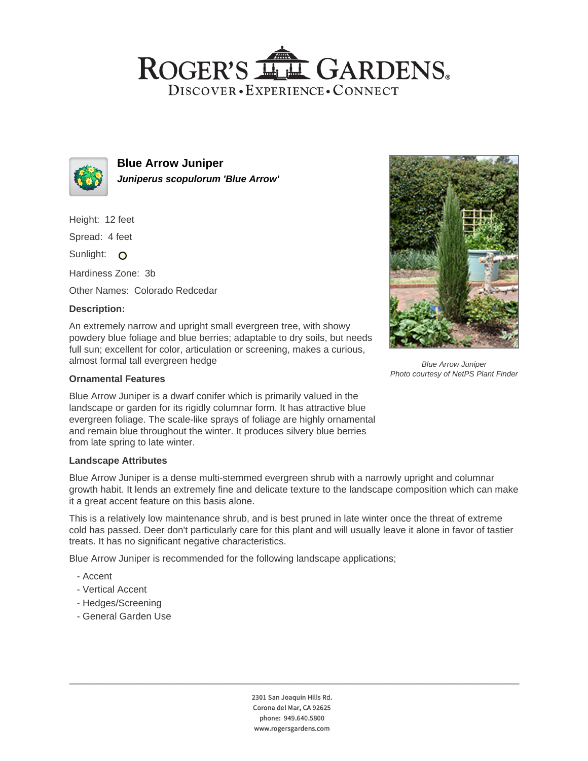# ROGER'S GARDENS

DISCOVER • EXPERIENCE • CONNECT

## Blue Arrow Juniper

***Juniperus scopulorum 'Blue Arrow'***

Height: 12 feet

Spread: 4 feet

Sunlight: 

Hardiness Zone: 3b

Other Names: Colorado Redcedar

### Description:

An extremely narrow and upright small evergreen tree, with showy powdery blue foliage and blue berries; adaptable to dry soils, but needs full sun; excellent for color, articulation or screening, makes a curious, almost formal tall evergreen hedge

*Blue Arrow Juniper*
*Photo courtesy of NetPS Plant Finder*

### Ornamental Features

Blue Arrow Juniper is a dwarf conifer which is primarily valued in the landscape or garden for its rigidly columnar form. It has attractive blue evergreen foliage. The scale-like sprays of foliage are highly ornamental and remain blue throughout the winter. It produces silvery blue berries from late spring to late winter.

### Landscape Attributes

Blue Arrow Juniper is a dense multi-stemmed evergreen shrub with a narrowly upright and columnar growth habit. It lends an extremely fine and delicate texture to the landscape composition which can make it a great accent feature on this basis alone.

This is a relatively low maintenance shrub, and is best pruned in late winter once the threat of extreme cold has passed. Deer don't particularly care for this plant and will usually leave it alone in favor of tastier treats. It has no significant negative characteristics.

Blue Arrow Juniper is recommended for the following landscape applications;

- Accent
- Vertical Accent
- Hedges/Screening
- General Garden Use

2301 San Joaquin Hills Rd.
Corona del Mar, CA 92625
phone: 949.640.5800
www.rogersgardens.com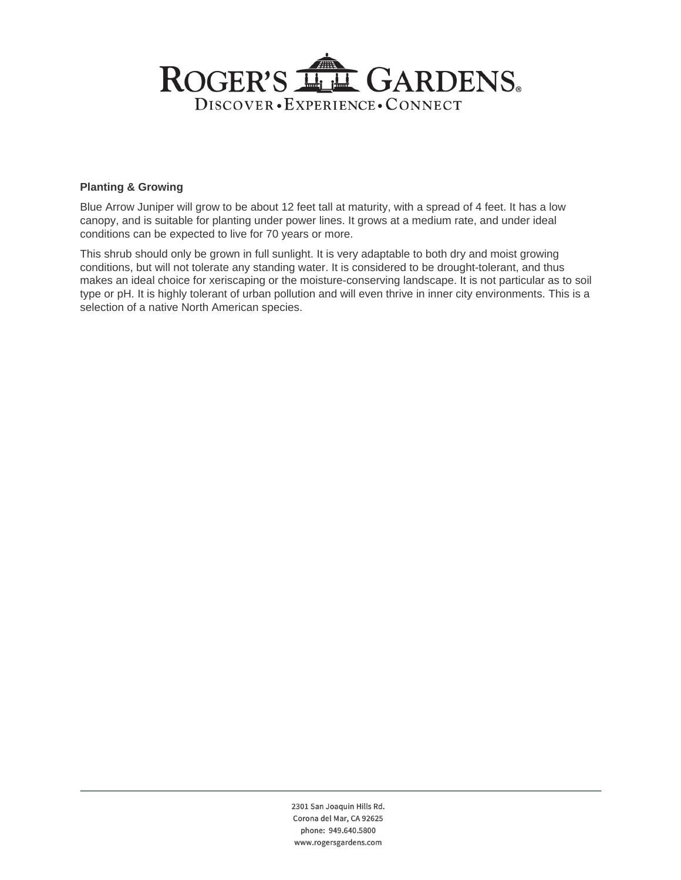### Planting & Growing

Blue Arrow Juniper will grow to be about 12 feet tall at maturity, with a spread of 4 feet. It has a low canopy, and is suitable for planting under power lines. It grows at a medium rate, and under ideal conditions can be expected to live for 70 years or more.

This shrub should only be grown in full sunlight. It is very adaptable to both dry and moist growing conditions, but will not tolerate any standing water. It is considered to be drought-tolerant, and thus makes an ideal choice for xeriscaping or the moisture-conserving landscape. It is not particular as to soil type or pH. It is highly tolerant of urban pollution and will even thrive in inner city environments. This is a selection of a native North American species.